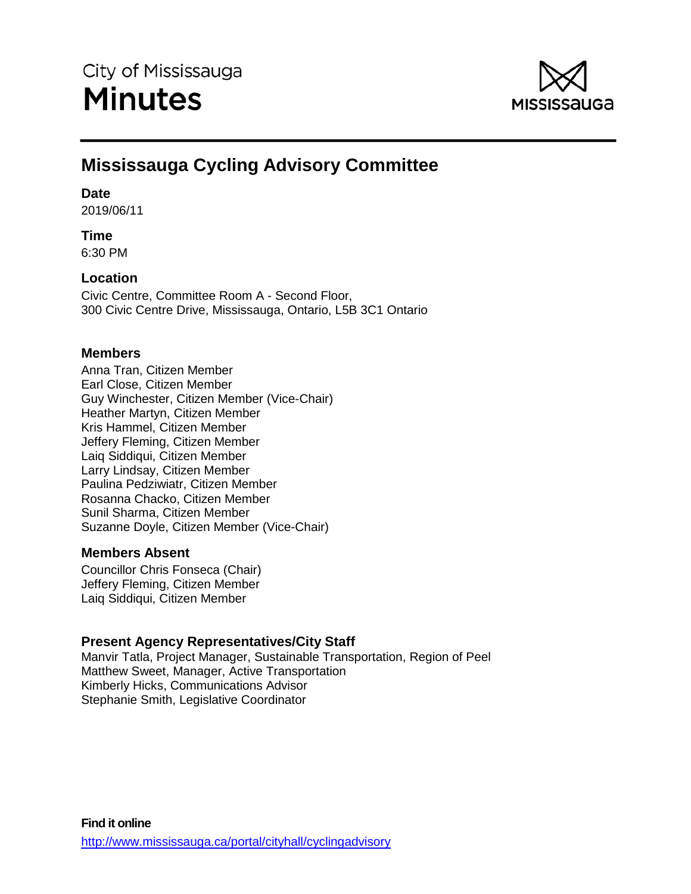City of Mississauga

# Minutes

## Mississauga Cycling Advisory Committee

### Date

2019/06/11

### Time

6:30 PM

### Location

Civic Centre, Committee Room A - Second Floor,
300 Civic Centre Drive, Mississauga, Ontario, L5B 3C1 Ontario

### Members

Anna Tran, Citizen Member
Earl Close, Citizen Member
Guy Winchester, Citizen Member (Vice-Chair)
Heather Martyn, Citizen Member
Kris Hammel, Citizen Member
Jeffery Fleming, Citizen Member
Laiq Siddiqui, Citizen Member
Larry Lindsay, Citizen Member
Paulina Pedziwiatr, Citizen Member
Rosanna Chacko, Citizen Member
Sunil Sharma, Citizen Member
Suzanne Doyle, Citizen Member (Vice-Chair)

### Members Absent

Councillor Chris Fonseca (Chair)
Jeffery Fleming, Citizen Member
Laiq Siddiqui, Citizen Member

### Present Agency Representatives/City Staff

Manvir Tatla, Project Manager, Sustainable Transportation, Region of Peel
Matthew Sweet, Manager, Active Transportation
Kimberly Hicks, Communications Advisor
Stephanie Smith, Legislative Coordinator

**Find it online**

http://www.mississauga.ca/portal/cityhall/cyclingadvisory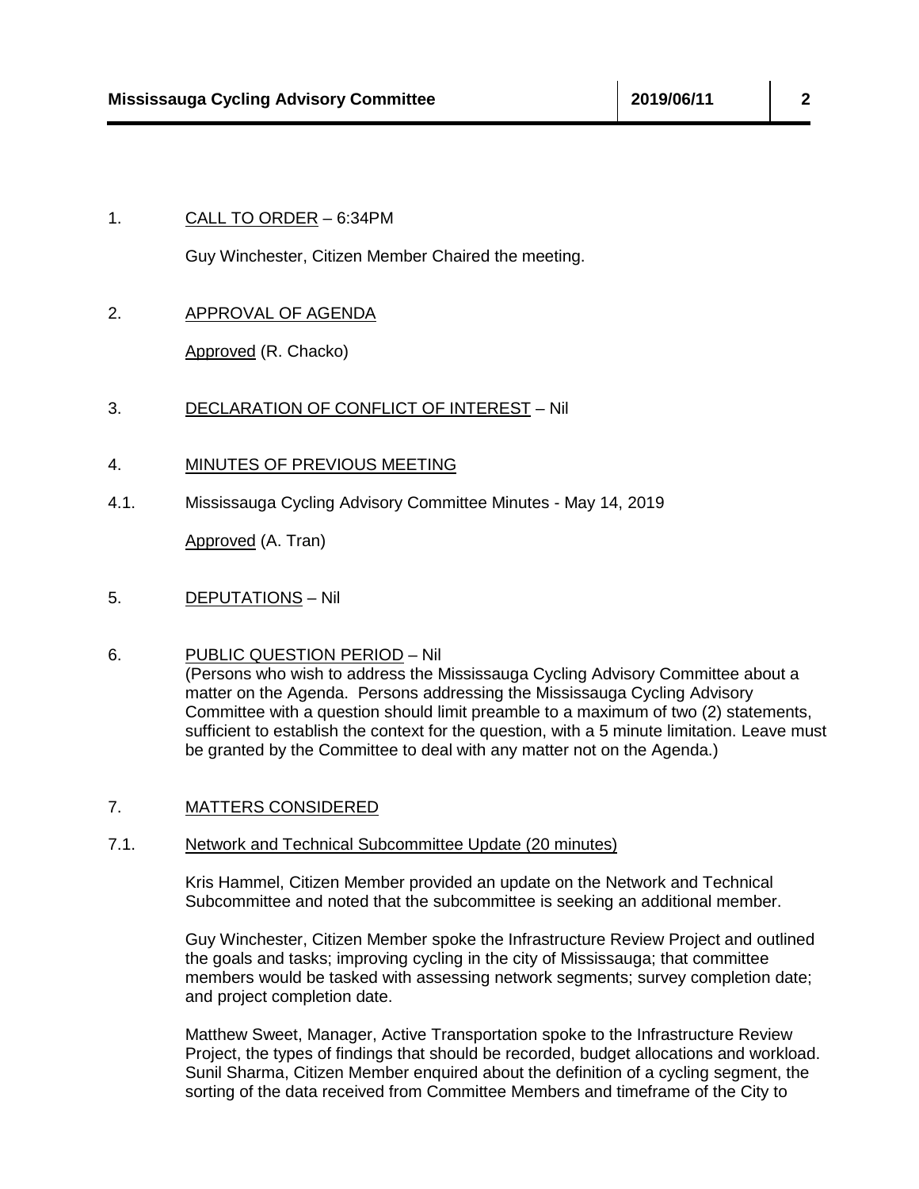1. CALL TO ORDER – 6:34PM

Guy Winchester, Citizen Member Chaired the meeting.

2. APPROVAL OF AGENDA

Approved (R. Chacko)

3. DECLARATION OF CONFLICT OF INTEREST – Nil

4. MINUTES OF PREVIOUS MEETING

4.1. Mississauga Cycling Advisory Committee Minutes - May 14, 2019

Approved (A. Tran)

5. DEPUTATIONS – Nil

6. PUBLIC QUESTION PERIOD – Nil
(Persons who wish to address the Mississauga Cycling Advisory Committee about a matter on the Agenda. Persons addressing the Mississauga Cycling Advisory Committee with a question should limit preamble to a maximum of two (2) statements, sufficient to establish the context for the question, with a 5 minute limitation. Leave must be granted by the Committee to deal with any matter not on the Agenda.)

7. MATTERS CONSIDERED

7.1. Network and Technical Subcommittee Update (20 minutes)

Kris Hammel, Citizen Member provided an update on the Network and Technical Subcommittee and noted that the subcommittee is seeking an additional member.

Guy Winchester, Citizen Member spoke the Infrastructure Review Project and outlined the goals and tasks; improving cycling in the city of Mississauga; that committee members would be tasked with assessing network segments; survey completion date; and project completion date.

Matthew Sweet, Manager, Active Transportation spoke to the Infrastructure Review Project, the types of findings that should be recorded, budget allocations and workload. Sunil Sharma, Citizen Member enquired about the definition of a cycling segment, the sorting of the data received from Committee Members and timeframe of the City to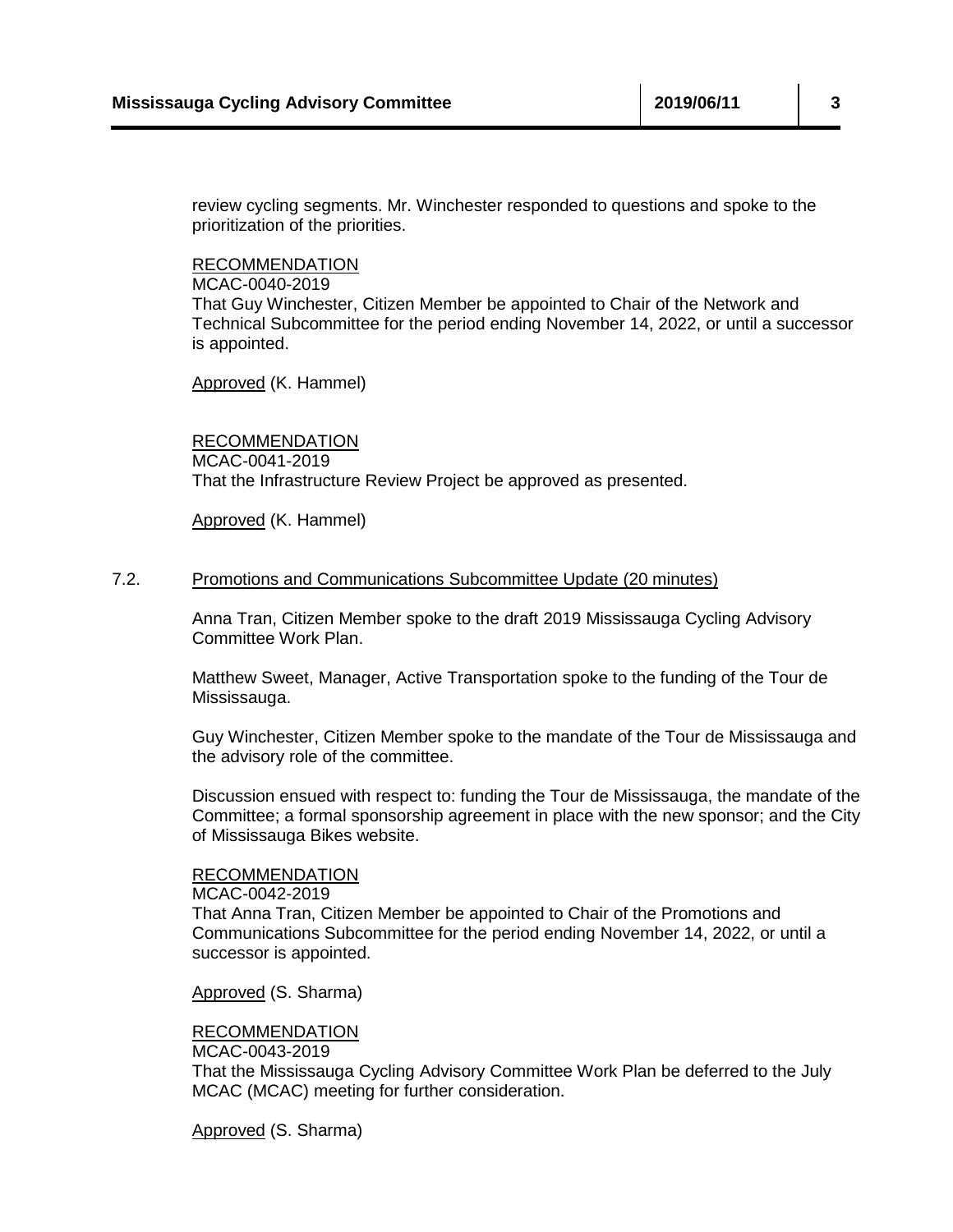review cycling segments. Mr. Winchester responded to questions and spoke to the prioritization of the priorities.

RECOMMENDATION
MCAC-0040-2019
That Guy Winchester, Citizen Member be appointed to Chair of the Network and Technical Subcommittee for the period ending November 14, 2022, or until a successor is appointed.

Approved (K. Hammel)

RECOMMENDATION
MCAC-0041-2019
That the Infrastructure Review Project be approved as presented.

Approved (K. Hammel)

### 7.2. Promotions and Communications Subcommittee Update (20 minutes)

Anna Tran, Citizen Member spoke to the draft 2019 Mississauga Cycling Advisory Committee Work Plan.

Matthew Sweet, Manager, Active Transportation spoke to the funding of the Tour de Mississauga.

Guy Winchester, Citizen Member spoke to the mandate of the Tour de Mississauga and the advisory role of the committee.

Discussion ensued with respect to: funding the Tour de Mississauga, the mandate of the Committee; a formal sponsorship agreement in place with the new sponsor; and the City of Mississauga Bikes website.

RECOMMENDATION
MCAC-0042-2019
That Anna Tran, Citizen Member be appointed to Chair of the Promotions and Communications Subcommittee for the period ending November 14, 2022, or until a successor is appointed.

Approved (S. Sharma)

RECOMMENDATION
MCAC-0043-2019
That the Mississauga Cycling Advisory Committee Work Plan be deferred to the July MCAC (MCAC) meeting for further consideration.

Approved (S. Sharma)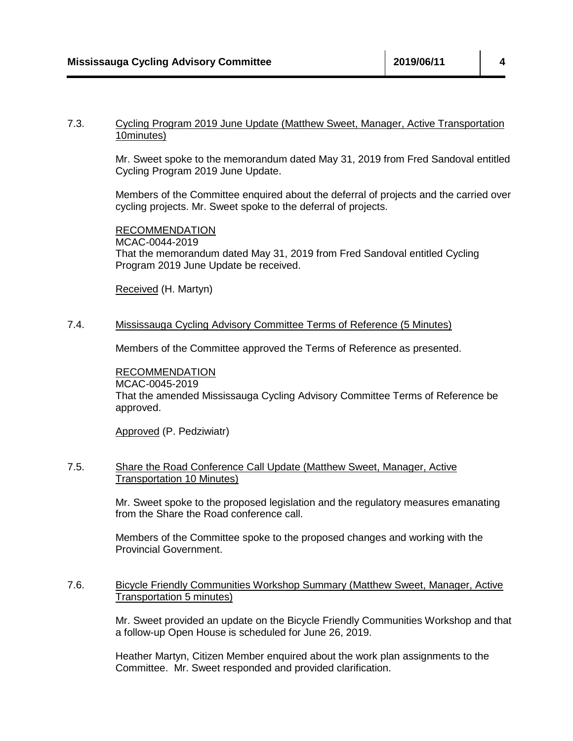7.3. Cycling Program 2019 June Update (Matthew Sweet, Manager, Active Transportation 10minutes)

Mr. Sweet spoke to the memorandum dated May 31, 2019 from Fred Sandoval entitled Cycling Program 2019 June Update.

Members of the Committee enquired about the deferral of projects and the carried over cycling projects. Mr. Sweet spoke to the deferral of projects.

RECOMMENDATION
MCAC-0044-2019
That the memorandum dated May 31, 2019 from Fred Sandoval entitled Cycling Program 2019 June Update be received.

Received (H. Martyn)

7.4. Mississauga Cycling Advisory Committee Terms of Reference (5 Minutes)

Members of the Committee approved the Terms of Reference as presented.

RECOMMENDATION
MCAC-0045-2019
That the amended Mississauga Cycling Advisory Committee Terms of Reference be approved.

Approved (P. Pedziwiatr)

7.5. Share the Road Conference Call Update (Matthew Sweet, Manager, Active Transportation 10 Minutes)

Mr. Sweet spoke to the proposed legislation and the regulatory measures emanating from the Share the Road conference call.

Members of the Committee spoke to the proposed changes and working with the Provincial Government.

7.6. Bicycle Friendly Communities Workshop Summary (Matthew Sweet, Manager, Active Transportation 5 minutes)

Mr. Sweet provided an update on the Bicycle Friendly Communities Workshop and that a follow-up Open House is scheduled for June 26, 2019.

Heather Martyn, Citizen Member enquired about the work plan assignments to the Committee. Mr. Sweet responded and provided clarification.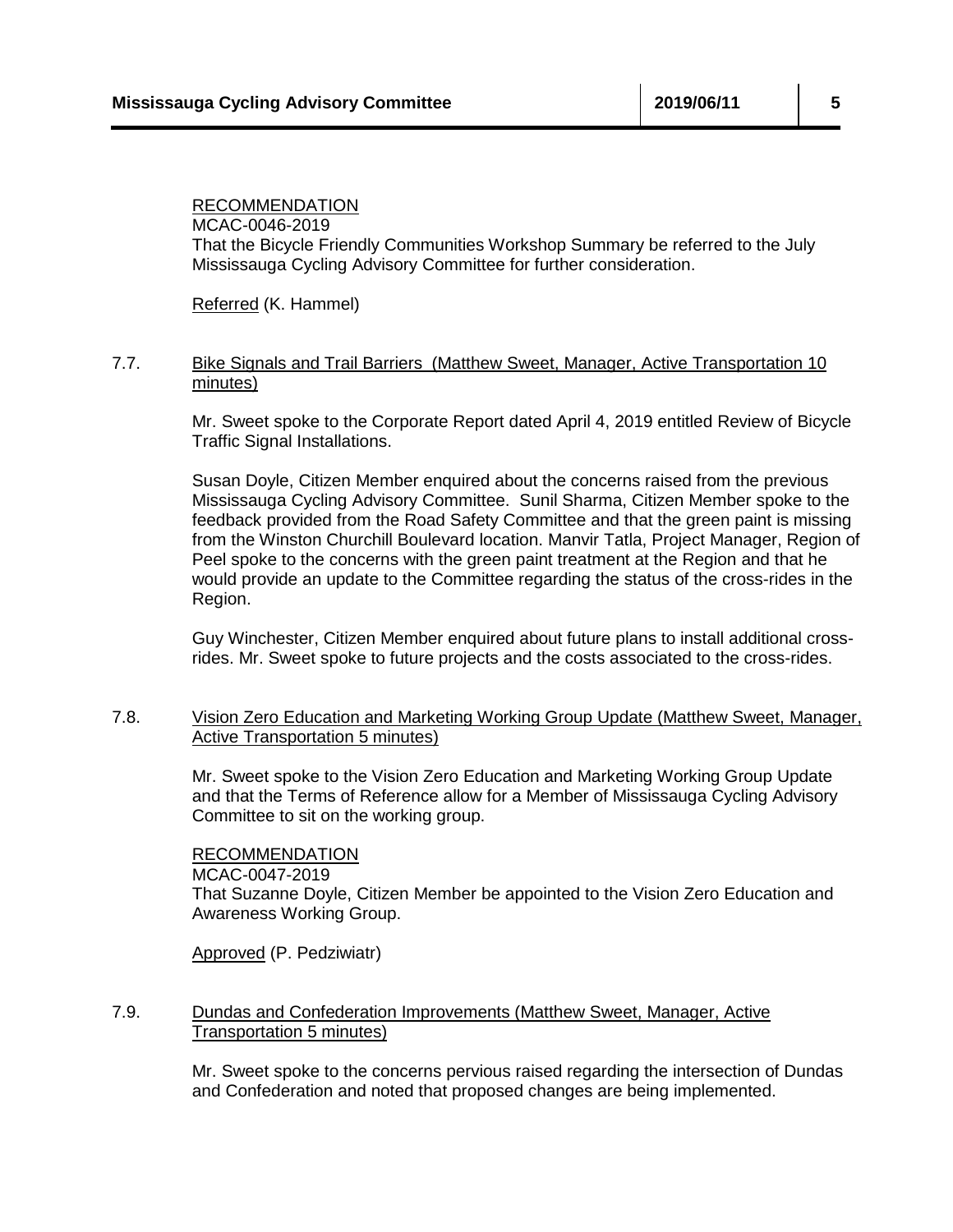RECOMMENDATION
MCAC-0046-2019
That the Bicycle Friendly Communities Workshop Summary be referred to the July Mississauga Cycling Advisory Committee for further consideration.

Referred (K. Hammel)

7.7. Bike Signals and Trail Barriers (Matthew Sweet, Manager, Active Transportation 10 minutes)

Mr. Sweet spoke to the Corporate Report dated April 4, 2019 entitled Review of Bicycle Traffic Signal Installations.

Susan Doyle, Citizen Member enquired about the concerns raised from the previous Mississauga Cycling Advisory Committee. Sunil Sharma, Citizen Member spoke to the feedback provided from the Road Safety Committee and that the green paint is missing from the Winston Churchill Boulevard location. Manvir Tatla, Project Manager, Region of Peel spoke to the concerns with the green paint treatment at the Region and that he would provide an update to the Committee regarding the status of the cross-rides in the Region.

Guy Winchester, Citizen Member enquired about future plans to install additional cross-rides. Mr. Sweet spoke to future projects and the costs associated to the cross-rides.

7.8. Vision Zero Education and Marketing Working Group Update (Matthew Sweet, Manager, Active Transportation 5 minutes)

Mr. Sweet spoke to the Vision Zero Education and Marketing Working Group Update and that the Terms of Reference allow for a Member of Mississauga Cycling Advisory Committee to sit on the working group.

RECOMMENDATION
MCAC-0047-2019
That Suzanne Doyle, Citizen Member be appointed to the Vision Zero Education and Awareness Working Group.

Approved (P. Pedziwiatr)

7.9. Dundas and Confederation Improvements (Matthew Sweet, Manager, Active Transportation 5 minutes)

Mr. Sweet spoke to the concerns pervious raised regarding the intersection of Dundas and Confederation and noted that proposed changes are being implemented.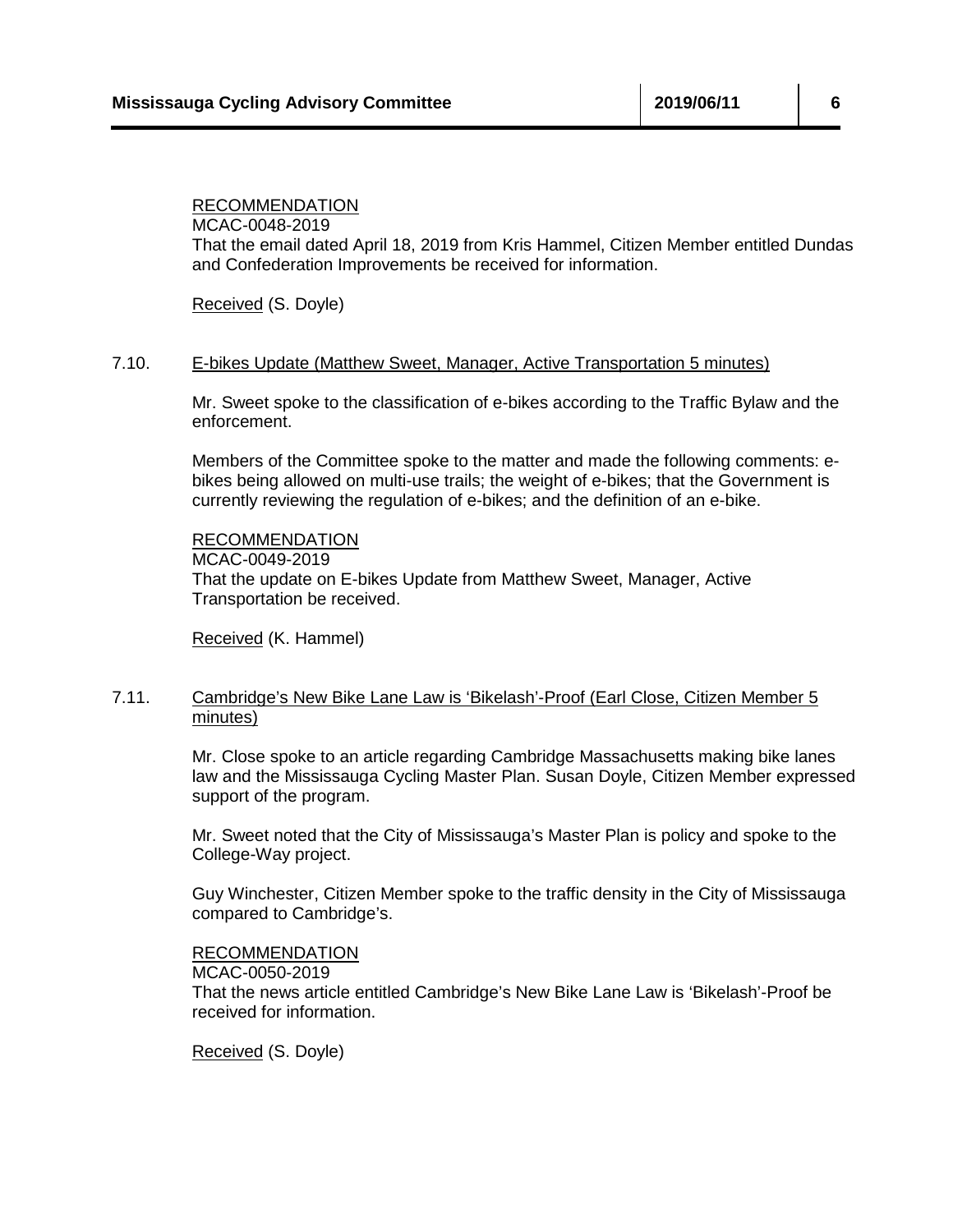RECOMMENDATION
MCAC-0048-2019
That the email dated April 18, 2019 from Kris Hammel, Citizen Member entitled Dundas and Confederation Improvements be received for information.

Received (S. Doyle)

7.10. E-bikes Update (Matthew Sweet, Manager, Active Transportation 5 minutes)

Mr. Sweet spoke to the classification of e-bikes according to the Traffic Bylaw and the enforcement.

Members of the Committee spoke to the matter and made the following comments: e-bikes being allowed on multi-use trails; the weight of e-bikes; that the Government is currently reviewing the regulation of e-bikes; and the definition of an e-bike.

RECOMMENDATION
MCAC-0049-2019
That the update on E-bikes Update from Matthew Sweet, Manager, Active Transportation be received.

Received (K. Hammel)

7.11. Cambridge's New Bike Lane Law is 'Bikelash'-Proof (Earl Close, Citizen Member 5 minutes)

Mr. Close spoke to an article regarding Cambridge Massachusetts making bike lanes law and the Mississauga Cycling Master Plan. Susan Doyle, Citizen Member expressed support of the program.

Mr. Sweet noted that the City of Mississauga's Master Plan is policy and spoke to the College-Way project.

Guy Winchester, Citizen Member spoke to the traffic density in the City of Mississauga compared to Cambridge's.

RECOMMENDATION
MCAC-0050-2019
That the news article entitled Cambridge's New Bike Lane Law is 'Bikelash'-Proof be received for information.

Received (S. Doyle)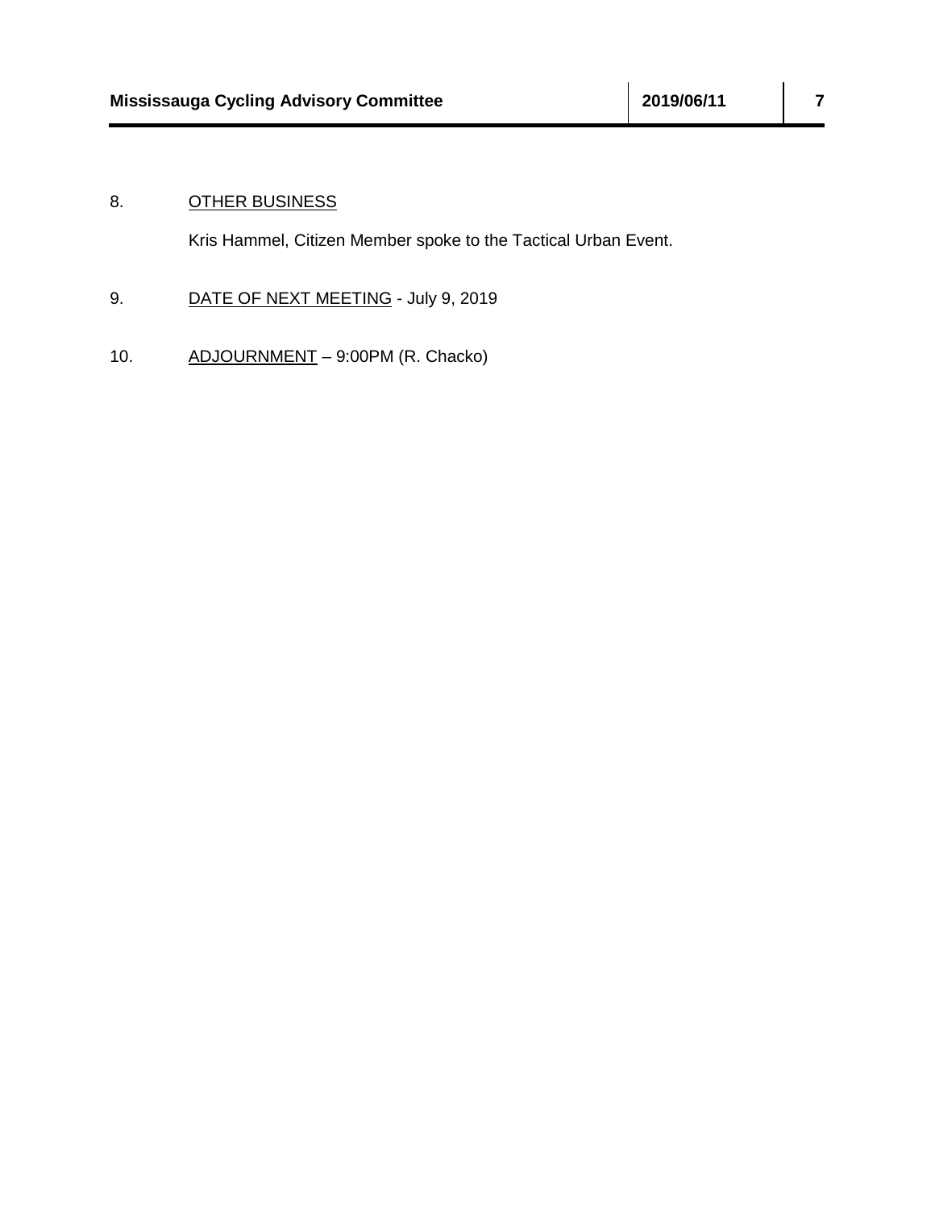8. OTHER BUSINESS

   Kris Hammel, Citizen Member spoke to the Tactical Urban Event.

9. DATE OF NEXT MEETING - July 9, 2019

10. ADJOURNMENT – 9:00PM (R. Chacko)